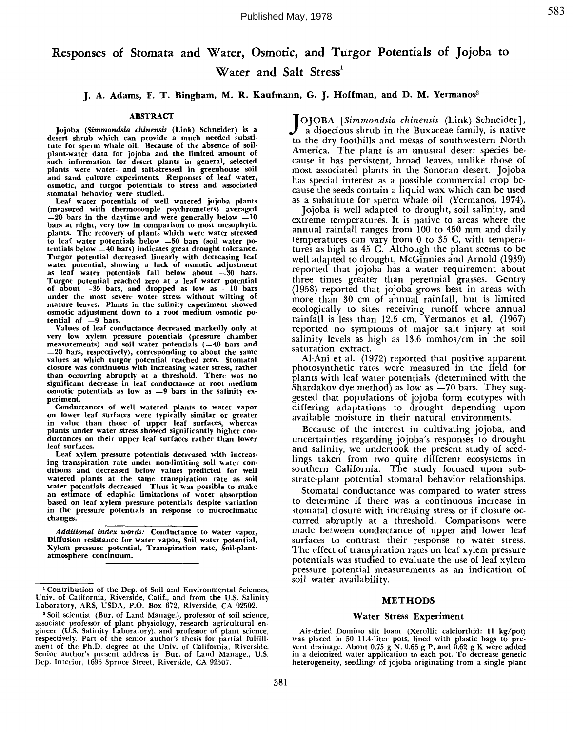# Responses of Stomata and Water, Osmotic, and Turgor Potentials of Jojoba to Water and Salt Stress[1]

**J. A. Adams, F. T. Bingham, M. R. Kaufmann, G. J. Hoffman, and D. M. Yermanos[2]**

## ABSTRACT

Jojoba (*Simmondsia chinensis* (Link) Schneider) is a desert shrub which can provide a much needed substitute for sperm whale oil. Because of the absence of soil-plant-water data for jojoba and the limited amount of such information for desert plants in general, selected plants were water- and salt-stressed in greenhouse soil and sand culture experiments. Responses of leaf water, osmotic, and turgor potentials to stress and associated stomatal behavior were studied.

Leaf water potentials of well watered jojoba plants (measured with thermocouple psychrometers) averaged −20 bars in the daytime and were generally below −10 bars at night, very low in comparison to most mesophytic plants. The recovery of plants which were water stressed to leaf water potentials below −50 bars (soil water potentials below −40 bars) indicates great drought tolerance. Turgor potential decreased linearly with decreasing leaf water potential, showing a lack of osmotic adjustment as leaf water potentials fall below about −30 bars. Turgor potential reached zero at a leaf water potential of about −35 bars, and dropped as low as −10 bars under the most severe water stress without wilting of mature leaves. Plants in the salinity experiment showed osmotic adjustment down to a root medium osmotic potential of −9 bars.

Values of leaf conductance decreased markedly only at very low xylem pressure potentials (pressure chamber measurements) and soil water potentials (−40 bars and −20 bars, respectively), corresponding to about the same values at which turgor potential reached zero. Stomatal closure was continuous with increasing water stress, rather than occurring abruptly at a threshold. There was no significant decrease in leaf conductance at root medium osmotic potentials as low as −9 bars in the salinity experiment.

Conductances of well watered plants to water vapor on lower leaf surfaces were typically similar or greater in value than those of upper leaf surfaces, whereas plants under water stress showed significantly higher conductances on their upper leaf surfaces rather than lower leaf surfaces.

Leaf xylem pressure potentials decreased with increasing transpiration rate under non-limiting soil water conditions and decreased below values predicted for well watered plants at the same transpiration rate as soil water potentials decreased. Thus it was possible to make an estimate of edaphic limitations of water absorption based on leaf xylem pressure potentials despite variation in the pressure potentials in response to microclimatic changes.

*Additional index words:* Conductance to water vapor, Diffusion resistance for water vapor, Soil water potential, Xylem pressure potential, Transpiration rate, Soil-plant-atmosphere continuum.

---

[1] Contribution of the Dep. of Soil and Environmental Sciences, Univ. of California, Riverside, Calif., and from the U.S. Salinity Laboratory, ARS, USDA, P.O. Box 672, Riverside, CA 92502.

[2] Soil scientist (Bur. of Land Manage.), professor of soil science, associate professor of plant physiology, research agricultural engineer (U.S. Salinity Laboratory), and professor of plant science, respectively. Part of the senior author's thesis for partial fulfillment of the Ph.D. degree at the Univ. of California, Riverside. Senior author's present address is: Bur. of Land Manage., U.S. Dep. Interior, 1695 Spruce Street, Riverside, CA 92507.

---

JOJOBA [*Simmondsia chinensis* (Link) Schneider], a dioecious shrub in the Buxaceae family, is native to the dry foothills and mesas of southwestern North America. The plant is an unusual desert species because it has persistent, broad leaves, unlike those of most associated plants in the Sonoran desert. Jojoba has special interest as a possible commercial crop because the seeds contain a liquid wax which can be used as a substitute for sperm whale oil (Yermanos, 1974).

Jojoba is well adapted to drought, soil salinity, and extreme temperatures. It is native to areas where the annual rainfall ranges from 100 to 450 mm and daily temperatures can vary from 0 to 35 C, with temperatures as high as 45 C. Although the plant seems to be well adapted to drought, McGinnies and Arnold (1939) reported that jojoba has a water requirement about three times greater than perennial grasses. Gentry (1958) reported that jojoba grows best in areas with more than 30 cm of annual rainfall, but is limited ecologically to sites receiving runoff where annual rainfall is less than 12.5 cm. Yermanos et al. (1967) reported no symptoms of major salt injury at soil salinity levels as high as 13.6 mmhos/cm in the soil saturation extract.

Al-Ani et al. (1972) reported that positive apparent photosynthetic rates were measured in the field for plants with leaf water potentials (determined with the Shardakov dye method) as low as −70 bars. They suggested that populations of jojoba form ecotypes with differing adaptations to drought depending upon available moisture in their natural environments.

Because of the interest in cultivating jojoba, and uncertainties regarding jojoba's responses to drought and salinity, we undertook the present study of seedlings taken from two quite different ecosystems in southern California. The study focused upon substrate-plant potential stomatal behavior relationships.

Stomatal conductance was compared to water stress to determine if there was a continuous increase in stomatal closure with increasing stress or if closure occurred abruptly at a threshold. Comparisons were made between conductance of upper and lower leaf surfaces to contrast their response to water stress. The effect of transpiration rates on leaf xylem pressure potentials was studied to evaluate the use of leaf xylem pressure potential measurements as an indication of soil water availability.

## METHODS

### Water Stress Experiment

Air-dried Domino silt loam (Xerollic calciorthid: 11 kg/pot) was placed in 50 11.4-liter pots, lined with plastic bags to prevent drainage. About 0.75 g N, 0.66 g P, and 0.62 g K were added in a deionized water application to each pot. To decrease genetic heterogeneity, seedlings of jojoba originating from a single plant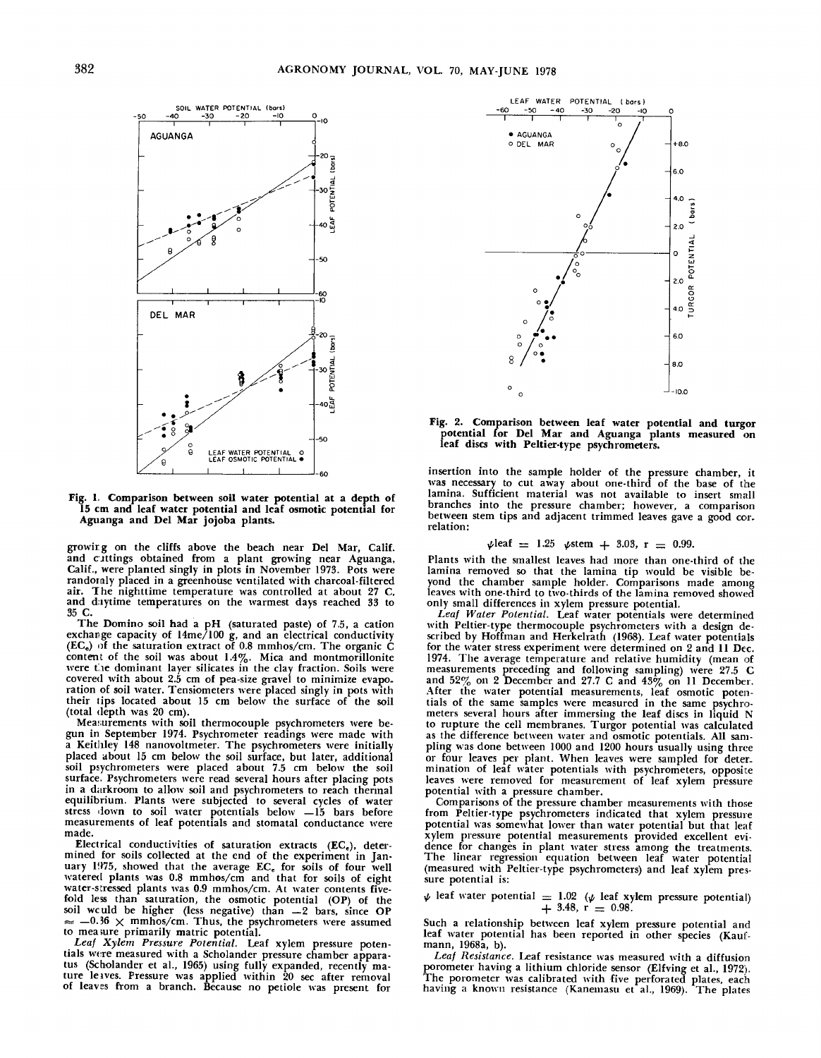Fig. 1. Comparison between soil water potential at a depth of 15 cm and leaf water potential and leaf osmotic potential for Aguanga and Del Mar jojoba plants.

Fig. 2. Comparison between leaf water potential and turgor potential for Del Mar and Aguanga plants measured on leaf discs with Peltier-type psychrometers.

growing on the cliffs above the beach near Del Mar, Calif. and cuttings obtained from a plant growing near Aguanga, Calif., were planted singly in plots in November 1973. Pots were randomly placed in a greenhouse ventilated with charcoal-filtered air. The nighttime temperature was controlled at about 27 C, and daytime temperatures on the warmest days reached 33 to 35 C.

The Domino soil had a pH (saturated paste) of 7.5, a cation exchange capacity of 14me/100 g, and an electrical conductivity ($EC_e$) of the saturation extract of 0.8 mmhos/cm. The organic C content of the soil was about 1.4%. Mica and montmorillonite were the dominant layer silicates in the clay fraction. Soils were covered with about 2.5 cm of pea-size gravel to minimize evaporation of soil water. Tensiometers were placed singly in pots with their tips located about 15 cm below the surface of the soil (total depth was 20 cm).

Measurements with soil thermocouple psychrometers were begun in September 1974. Psychrometer readings were made with a Keithley 148 nanovoltmeter. The psychrometers were initially placed about 15 cm below the soil surface, but later, additional soil psychrometers were placed about 7.5 cm below the soil surface. Psychrometers were read several hours after placing pots in a darkroom to allow soil and psychrometers to reach thermal equilibrium. Plants were subjected to several cycles of water stress down to soil water potentials below −15 bars before measurements of leaf potentials and stomatal conductance were made.

Electrical conductivities of saturation extracts ($EC_e$), determined for soils collected at the end of the experiment in January 1975, showed that the average $EC_e$ for soils of four well watered plants was 0.8 mmhos/cm and that for soils of eight water-stressed plants was 0.9 mmhos/cm. At water contents fivefold less than saturation, the osmotic potential (OP) of the soil would be higher (less negative) than −2 bars, since OP $\approx -0.36 \times$ mmhos/cm. Thus, the psychrometers were assumed to measure primarily matric potential.

*Leaf Xylem Pressure Potential.* Leaf xylem pressure potentials were measured with a Scholander pressure chamber apparatus (Scholander et al., 1965) using fully expanded, recently mature leaves. Pressure was applied within 20 sec after removal of leaves from a branch. Because no petiole was present for insertion into the sample holder of the pressure chamber, it was necessary to cut away about one-third of the base of the lamina. Sufficient material was not available to insert small branches into the pressure chamber; however, a comparison between stem tips and adjacent trimmed leaves gave a good correlation:

$$\psi\text{leaf} = 1.25 \;\; \psi\text{stem} + 3.03, \; r = 0.99.$$

Plants with the smallest leaves had more than one-third of the lamina removed so that the lamina tip would be visible beyond the chamber sample holder. Comparisons made among leaves with one-third to two-thirds of the lamina removed showed only small differences in xylem pressure potential.

*Leaf Water Potential.* Leaf water potentials were determined with Peltier-type thermocouple psychrometers with a design described by Hoffman and Herkelrath (1968). Leaf water potentials for the water stress experiment were determined on 2 and 11 Dec. 1974. The average temperature and relative humidity (mean of measurements preceding and following sampling) were 27.5 C and 52% on 2 December and 27.7 C and 43% on 11 December. After the water potential measurements, leaf osmotic potentials of the same samples were measured in the same psychrometers several hours after immersing the leaf discs in liquid N to rupture the cell membranes. Turgor potential was calculated as the difference between water and osmotic potentials. All sampling was done between 1000 and 1200 hours usually using three or four leaves per plant. When leaves were sampled for determination of leaf water potentials with psychrometers, opposite leaves were removed for measurement of leaf xylem pressure potential with a pressure chamber.

Comparisons of the pressure chamber measurements with those from Peltier-type psychrometers indicated that xylem pressure potential was somewhat lower than water potential but that leaf xylem pressure potential measurements provided excellent evidence for changes in plant water stress among the treatments. The linear regression equation between leaf water potential (measured with Peltier-type psychrometers) and leaf xylem pressure potential is:

$$\psi \text{ leaf water potential} = 1.02 \; (\psi \text{ leaf xylem pressure potential}) + 3.48, \; r = 0.98.$$

Such a relationship between leaf xylem pressure potential and leaf water potential has been reported in other species (Kaufmann, 1968a, b).

*Leaf Resistance.* Leaf resistance was measured with a diffusion porometer having a lithium chloride sensor (Elfving et al., 1972). The porometer was calibrated with five perforated plates, each having a known resistance (Kanemasu et al., 1969). The plates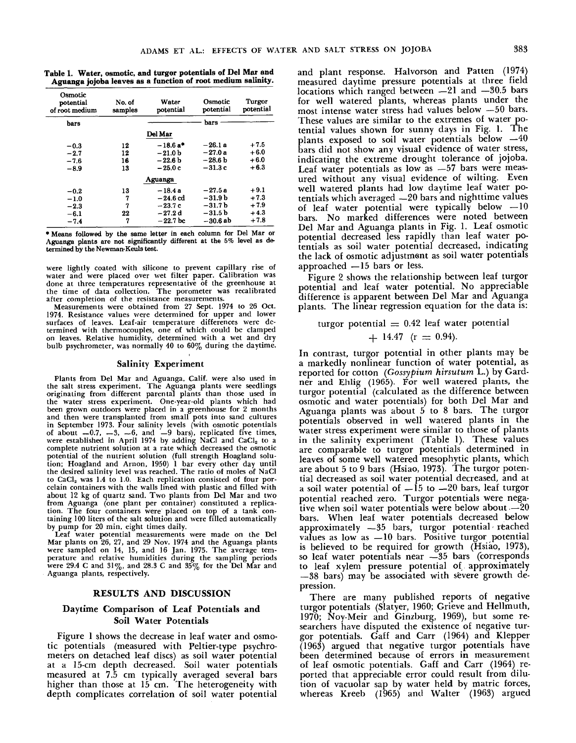**Table 1. Water, osmotic, and turgor potentials of Del Mar and Aguanga jojoba leaves as a function of root medium salinity.**

| Osmotic potential of root medium | No. of samples | Water potential | Osmotic potential | Turgor potential |
|---|---|---|---|---|
| bars | | bars | | |
| | | **Del Mar** | | |
| −0.3 | 12 | −18.6 a* | −26.1 a | +7.5 |
| −2.7 | 12 | −21.0 b | −27.0 a | +6.0 |
| −7.6 | 16 | −22.6 b | −28.6 b | +6.0 |
| −8.9 | 13 | −25.0 c | −31.3 c | +6.3 |
| | | **Aguanga** | | |
| −0.2 | 13 | −18.4 a | −27.5 a | +9.1 |
| −1.0 | 7 | −24.6 cd | −31.9 b | +7.3 |
| −2.3 | 7 | −23.7 c | −31.7 b | +7.9 |
| −6.1 | 22 | −27.2 d | −31.5 b | +4.3 |
| −7.4 | 7 | −22.7 bc | −30.6 ab | +7.8 |

\* Means followed by the same letter in each column for Del Mar or Aguanga plants are not significantly different at the 5% level as determined by the Newman-Keuls test.

were lightly coated with silicone to prevent capillary rise of water and were placed over wet filter paper. Calibration was done at three temperatures representative of the greenhouse at the time of data collection. The porometer was recalibrated after completion of the resistance measurements.

Measurements were obtained from 27 Sept. 1974 to 26 Oct. 1974. Resistance values were determined for upper and lower surfaces of leaves. Leaf-air temperature differences were determined with thermocouples, one of which could be clamped on leaves. Relative humidity, determined with a wet and dry bulb psychrometer, was normally 40 to 60% during the daytime.

### Salinity Experiment

Plants from Del Mar and Aguanga, Calif. were also used in the salt stress experiment. The Aguanga plants were seedlings originating from different parental plants than those used in the water stress experiment. One-year-old plants which had been grown outdoors were placed in a greenhouse for 2 months and then were transplanted from small pots into sand cultures in September 1973. Four salinity levels (with osmotic potentials of about −0.7, −3, −6, and −9 bars), replicated five times, were established in April 1974 by adding NaCl and $CaCl_2$ to a complete nutrient solution at a rate which decreased the osmotic potential of the nutrient solution (full strength Hoagland solution; Hoagland and Arnon, 1950) 1 bar every other day until the desired salinity level was reached. The ratio of moles of NaCl to $CaCl_2$ was 1.4 to 1.0. Each replication consisted of four porcelain containers with the walls lined with plastic and filled with about 12 kg of quartz sand. Two plants from Del Mar and two from Aguanga (one plant per container) constituted a replication. The four containers were placed on top of a tank containing 100 liters of the salt solution and were filled automatically by pump for 20 min, eight times daily.

Leaf water potential measurements were made on the Del Mar plants on 26, 27, and 29 Nov. 1974 and the Aguanga plants were sampled on 14, 15, and 16 Jan. 1975. The average temperature and relative humidities during the sampling periods were 29.4 C and 31%, and 28.3 C and 35% for the Del Mar and Aguanga plants, respectively.

## RESULTS AND DISCUSSION

### Daytime Comparison of Leaf Potentials and Soil Water Potentials

Figure 1 shows the decrease in leaf water and osmotic potentials (measured with Peltier-type psychrometers on detached leaf discs) as soil water potential at a 15-cm depth decreased. Soil water potentials measured at 7.5 cm typically averaged several bars higher than those at 15 cm. The heterogeneity with depth complicates correlation of soil water potential and plant response. Halvorson and Patten (1974) measured daytime pressure potentials at three field locations which ranged between −21 and −30.5 bars for well watered plants, whereas plants under the most intense water stress had values below −50 bars. These values are similar to the extremes of water potential values shown for sunny days in Fig. 1. The plants exposed to soil water potentials below −40 bars did not show any visual evidence of water stress, indicating the extreme drought tolerance of jojoba. Leaf water potentials as low as −57 bars were measured without any visual evidence of wilting. Even well watered plants had low daytime leaf water potentials which averaged −20 bars and nighttime values of leaf water potential were typically below −10 bars. No marked differences were noted between Del Mar and Aguanga plants in Fig. 1. Leaf osmotic potential decreased less rapidly than leaf water potentials as soil water potential decreased, indicating the lack of osmotic adjustment as soil water potentials approached −15 bars or less.

Figure 2 shows the relationship between leaf turgor potential and leaf water potential. No appreciable difference is apparent between Del Mar and Aguanga plants. The linear regression equation for the data is:

$$\text{turgor potential} = 0.42 \text{ leaf water potential} + 14.47 \quad (r = 0.94).$$

In contrast, turgor potential in other plants may be a markedly nonlinear function of water potential, as reported for cotton (*Gossypium hirsutum* L.) by Gardner and Ehlig (1965). For well watered plants, the turgor potential (calculated as the difference between osmotic and water potentials) for both Del Mar and Aguanga plants was about 5 to 8 bars. The turgor potentials observed in well watered plants in the water stress experiment were similar to those of plants in the salinity experiment (Table 1). These values are comparable to turgor potentials determined in leaves of some well watered mesophytic plants, which are about 5 to 9 bars (Hsiao, 1973). The turgor potential decreased as soil water potential decreased, and at a soil water potential of −15 to −20 bars, leaf turgor potential reached zero. Turgor potentials were negative when soil water potentials were below about −20 bars. When leaf water potentials decreased below approximately −35 bars, turgor potential reached values as low as −10 bars. Positive turgor potential is believed to be required for growth (Hsiao, 1973), so leaf water potentials near −35 bars (corresponds to leaf xylem pressure potential of approximately −38 bars) may be associated with severe growth depression.

There are many published reports of negative turgor potentials (Slatyer, 1960; Grieve and Hellmuth, 1970; Noy-Meir and Ginzburg, 1969), but some researchers have disputed the existence of negative turgor potentials. Gaff and Carr (1964) and Klepper (1963) argued that negative turgor potentials have been determined because of errors in measurement of leaf osmotic potentials. Gaff and Carr (1964) reported that appreciable error could result from dilution of vacuolar sap by water held by matric forces, whereas Kreeb (1965) and Walter (1963) argued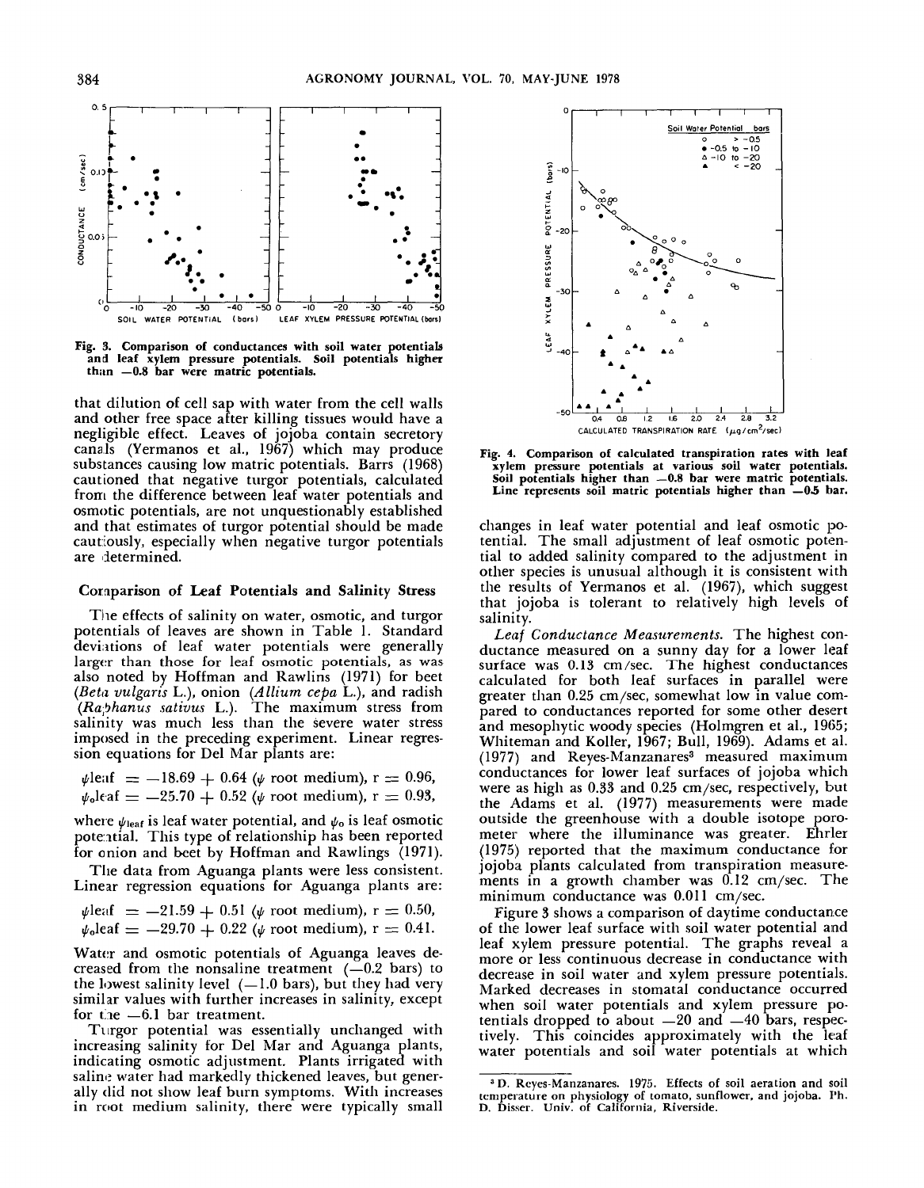Fig. 3. Comparison of conductances with soil water potentials and leaf xylem pressure potentials. Soil potentials higher than −0.8 bar were matric potentials.

that dilution of cell sap with water from the cell walls and other free space after killing tissues would have a negligible effect. Leaves of jojoba contain secretory canals (Yermanos et al., 1967) which may produce substances causing low matric potentials. Barrs (1968) cautioned that negative turgor potentials, calculated from the difference between leaf water potentials and osmotic potentials, are not unquestionably established and that estimates of turgor potential should be made cautiously, especially when negative turgor potentials are determined.

## Comparison of Leaf Potentials and Salinity Stress

The effects of salinity on water, osmotic, and turgor potentials of leaves are shown in Table 1. Standard deviations of leaf water potentials were generally larger than those for leaf osmotic potentials, as was also noted by Hoffman and Rawlins (1971) for beet (*Beta vulgaris* L.), onion (*Allium cepa* L.), and radish (*Raphanus sativus* L.). The maximum stress from salinity was much less than the severe water stress imposed in the preceding experiment. Linear regression equations for Del Mar plants are:

$$\psi_{leaf} = -18.69 + 0.64\ (\psi \text{ root medium}),\ r = 0.96,$$

$$\psi_{o}leaf = -25.70 + 0.52\ (\psi \text{ root medium}),\ r = 0.93,$$

where $\psi_{leaf}$ is leaf water potential, and $\psi_o$ is leaf osmotic potential. This type of relationship has been reported for onion and beet by Hoffman and Rawlings (1971).

The data from Aguanga plants were less consistent. Linear regression equations for Aguanga plants are:

$$\psi_{leaf} = -21.59 + 0.51\ (\psi \text{ root medium}),\ r = 0.50,$$

$$\psi_{o}leaf = -29.70 + 0.22\ (\psi \text{ root medium}),\ r = 0.41.$$

Water and osmotic potentials of Aguanga leaves decreased from the nonsaline treatment (−0.2 bars) to the lowest salinity level (−1.0 bars), but they had very similar values with further increases in salinity, except for the −6.1 bar treatment.

Turgor potential was essentially unchanged with increasing salinity for Del Mar and Aguanga plants, indicating osmotic adjustment. Plants irrigated with saline water had markedly thickened leaves, but generally did not show leaf burn symptoms. With increases in root medium salinity, there were typically small changes in leaf water potential and leaf osmotic potential. The small adjustment of leaf osmotic potential to added salinity compared to the adjustment in other species is unusual although it is consistent with the results of Yermanos et al. (1967), which suggest that jojoba is tolerant to relatively high levels of salinity.

Fig. 4. Comparison of calculated transpiration rates with leaf xylem pressure potentials at various soil water potentials. Soil potentials higher than −0.8 bar were matric potentials. Line represents soil matric potentials higher than −0.5 bar.

*Leaf Conductance Measurements.* The highest conductance measured on a sunny day for a lower leaf surface was 0.13 cm/sec. The highest conductances calculated for both leaf surfaces in parallel were greater than 0.25 cm/sec, somewhat low in value compared to conductances reported for some other desert and mesophytic woody species (Holmgren et al., 1965; Whiteman and Koller, 1967; Bull, 1969). Adams et al. (1977) and Reyes-Manzanares[3] measured maximum conductances for lower leaf surfaces of jojoba which were as high as 0.33 and 0.25 cm/sec, respectively, but the Adams et al. (1977) measurements were made outside the greenhouse with a double isotope porometer where the illuminance was greater. Ehrler (1975) reported that the maximum conductance for jojoba plants calculated from transpiration measurements in a growth chamber was 0.12 cm/sec. The minimum conductance was 0.011 cm/sec.

Figure 3 shows a comparison of daytime conductance of the lower leaf surface with soil water potential and leaf xylem pressure potential. The graphs reveal a more or less continuous decrease in conductance with decrease in soil water and xylem pressure potentials. Marked decreases in stomatal conductance occurred when soil water potentials and xylem pressure potentials dropped to about −20 and −40 bars, respectively. This coincides approximately with the leaf water potentials and soil water potentials at which

[3] D. Reyes-Manzanares. 1975. Effects of soil aeration and soil temperature on physiology of tomato, sunflower, and jojoba. Ph. D. Disser. Univ. of California, Riverside.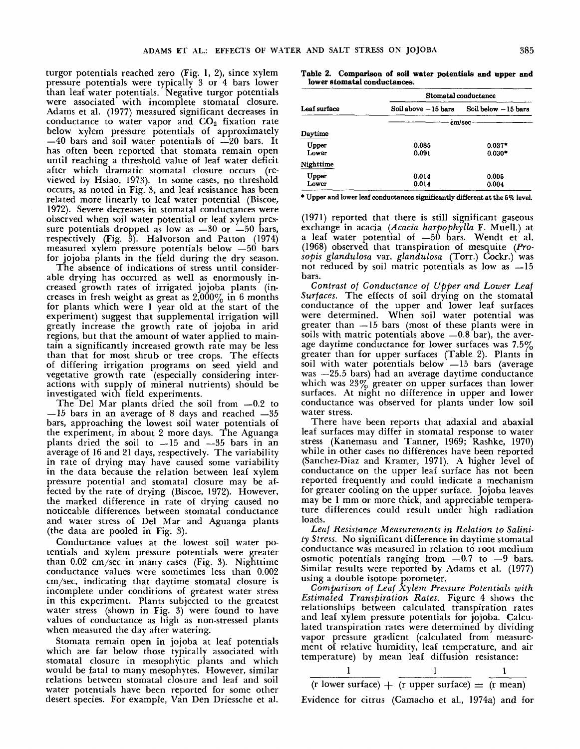turgor potentials reached zero (Fig. 1, 2), since xylem pressure potentials were typically 3 or 4 bars lower than leaf water potentials. Negative turgor potentials were associated with incomplete stomatal closure. Adams et al. (1977) measured significant decreases in conductance to water vapor and $CO_2$ fixation rate below xylem pressure potentials of approximately −40 bars and soil water potentials of −20 bars. It has often been reported that stomata remain open until reaching a threshold value of leaf water deficit after which dramatic stomatal closure occurs (reviewed by Hsiao, 1973). In some cases, no threshold occurs, as noted in Fig. 3, and leaf resistance has been related more linearly to leaf water potential (Biscoe, 1972). Severe decreases in stomatal conductances were observed when soil water potential or leaf xylem pressure potentials dropped as low as −30 or −50 bars, respectively (Fig. 3). Halvorson and Patton (1974) measured xylem pressure potentials below −50 bars for jojoba plants in the field during the dry season.

The absence of indications of stress until considerable drying has occurred as well as enormously increased growth rates of irrigated jojoba plants (increases in fresh weight as great as 2,000% in 6 months for plants which were 1 year old at the start of the experiment) suggest that supplemental irrigation will greatly increase the growth rate of jojoba in arid regions, but that the amount of water applied to maintain a significantly increased growth rate may be less than that for most shrub or tree crops. The effects of differing irrigation programs on seed yield and vegetative growth rate (especially considering interactions with supply of mineral nutrients) should be investigated with field experiments.

The Del Mar plants dried the soil from −0.2 to −15 bars in an average of 8 days and reached −35 bars, approaching the lowest soil water potentials of the experiment, in about 2 more days. The Aguanga plants dried the soil to −15 and −35 bars in an average of 16 and 21 days, respectively. The variability in rate of drying may have caused some variability in the data because the relation between leaf xylem pressure potential and stomatal closure may be affected by the rate of drying (Biscoe, 1972). However, the marked difference in rate of drying caused no noticeable differences between stomatal conductance and water stress of Del Mar and Aguanga plants (the data are pooled in Fig. 3).

Conductance values at the lowest soil water potentials and xylem pressure potentials were greater than 0.02 cm/sec in many cases (Fig. 3). Nighttime conductance values were sometimes less than 0.002 cm/sec, indicating that daytime stomatal closure is incomplete under conditions of greatest water stress in this experiment. Plants subjected to the greatest water stress (shown in Fig. 3) were found to have values of conductance as high as non-stressed plants when measured the day after watering.

Stomata remain open in jojoba at leaf potentials which are far below those typically associated with stomatal closure in mesophytic plants and which would be fatal to many mesophytes. However, similar relations between stomatal closure and leaf and soil water potentials have been reported for some other desert species. For example, Van Den Driessche et al. (1971) reported that there is still significant gaseous exchange in acacia (*Acacia harpophylla* F. Muell.) at a leaf water potential of −50 bars. Wendt et al. (1968) observed that transpiration of mesquite (*Prosopis glandulosa* var. *glandulosa* (Torr.) Cockr.) was not reduced by soil matric potentials as low as −15 bars.

**Table 2. Comparison of soil water potentials and upper and lower stomatal conductances.**

| Leaf surface | Stomatal conductance | |
|---|---|---|
| | Soil above −15 bars | Soil below −15 bars |
| | cm/sec | |
| *Daytime* | | |
| Upper | 0.085 | 0.037* |
| Lower | 0.091 | 0.030* |
| *Nighttime* | | |
| Upper | 0.014 | 0.005 |
| Lower | 0.014 | 0.004 |

\* Upper and lower leaf conductances significantly different at the 5% level.

*Contrast of Conductance of Upper and Lower Leaf Surfaces.* The effects of soil drying on the stomatal conductance of the upper and lower leaf surfaces were determined. When soil water potential was greater than −15 bars (most of these plants were in soils with matric potentials above −0.8 bar), the average daytime conductance for lower surfaces was 7.5% greater than for upper surfaces (Table 2). Plants in soil with water potentials below −15 bars (average was −25.5 bars) had an average daytime conductance which was 23% greater on upper surfaces than lower surfaces. At night no difference in upper and lower conductance was observed for plants under low soil water stress.

There have been reports that adaxial and abaxial leaf surfaces may differ in stomatal response to water stress (Kanemasu and Tanner, 1969; Rashke, 1970) while in other cases no differences have been reported (Sanchez-Diaz and Kramer, 1971). A higher level of conductance on the upper leaf surface has not been reported frequently and could indicate a mechanism for greater cooling on the upper surface. Jojoba leaves may be 1 mm or more thick, and appreciable temperature differences could result under high radiation loads.

*Leaf Resistance Measurements in Relation to Salinity Stress.* No significant difference in daytime stomatal conductance was measured in relation to root medium osmotic potentials ranging from −0.7 to −9 bars. Similar results were reported by Adams et al. (1977) using a double isotope porometer.

*Comparison of Leaf Xylem Pressure Potentials with Estimated Transpiration Rates.* Figure 4 shows the relationships between calculated transpiration rates and leaf xylem pressure potentials for jojoba. Calculated transpiration rates were determined by dividing vapor pressure gradient (calculated from measurement of relative humidity, leaf temperature, and air temperature) by mean leaf diffusion resistance:

$$\frac{1}{(\text{r lower surface})} + \frac{1}{(\text{r upper surface})} = \frac{1}{(\text{r mean})}$$

Evidence for citrus (Camacho et al., 1974a) and for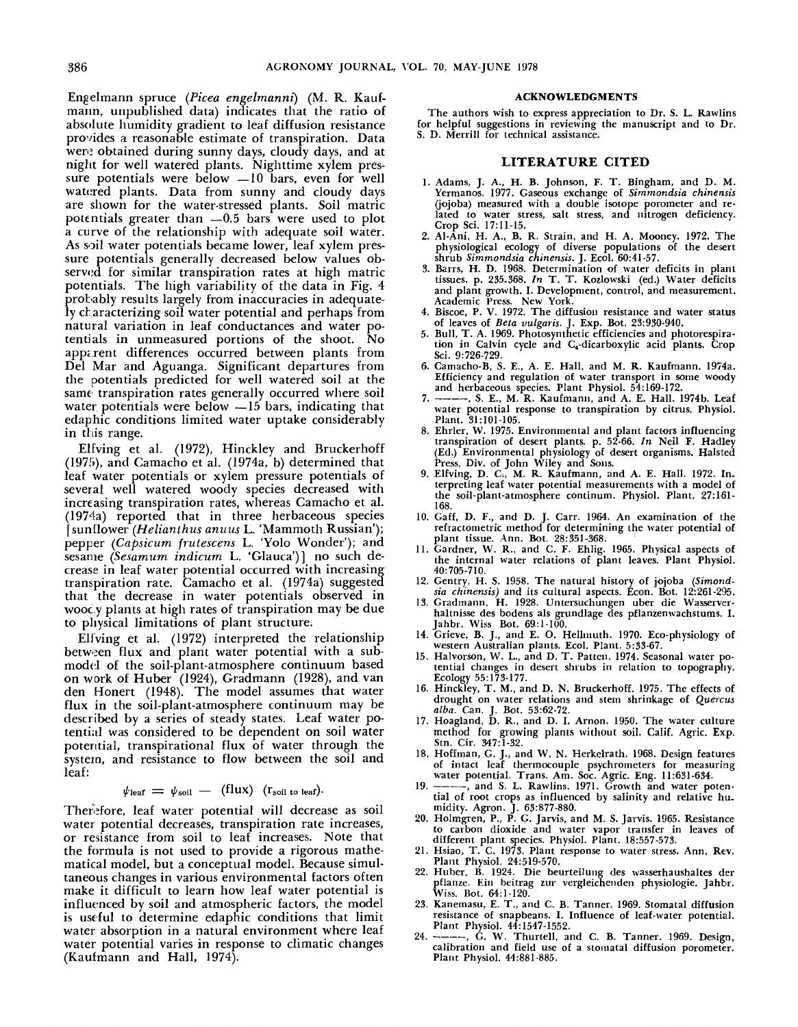Engelmann spruce (*Picea engelmanni*) (M. R. Kaufmann, unpublished data) indicates that the ratio of absolute humidity gradient to leaf diffusion resistance provides a reasonable estimate of transpiration. Data were obtained during sunny days, cloudy days, and at night for well watered plants. Nighttime xylem pressure potentials were below −10 bars, even for well watered plants. Data from sunny and cloudy days are shown for the water-stressed plants. Soil matric potentials greater than −0.5 bars were used to plot a curve of the relationship with adequate soil water. As soil water potentials became lower, leaf xylem pressure potentials generally decreased below values observed for similar transpiration rates at high matric potentials. The high variability of the data in Fig. 4 probably results largely from inaccuracies in adequately characterizing soil water potential and perhaps from natural variation in leaf conductances and water potentials in unmeasured portions of the shoot. No apparent differences occurred between plants from Del Mar and Aguanga. Significant departures from the potentials predicted for well watered soil at the same transpiration rates generally occurred where soil water potentials were below −15 bars, indicating that edaphic conditions limited water uptake considerably in this range.

Elfving et al. (1972), Hinckley and Bruckerhoff (1975), and Camacho et al. (1974a, b) determined that leaf water potentials or xylem pressure potentials of several well watered woody species decreased with increasing transpiration rates, whereas Camacho et al. (1974a) reported that in three herbaceous species [sunflower (*Helianthus anuus* L. 'Mammoth Russian'); pepper (*Capsicum frutescens* L. 'Yolo Wonder'); and sesame (*Sesamum indicum* L. 'Glauca')] no such decrease in leaf water potential occurred with increasing transpiration rate. Camacho et al. (1974a) suggested that the decrease in water potentials observed in woody plants at high rates of transpiration may be due to physical limitations of plant structure.

Elfving et al. (1972) interpreted the relationship between flux and plant water potential with a submodel of the soil-plant-atmosphere continuum based on work of Huber (1924), Gradmann (1928), and van den Honert (1948). The model assumes that water flux in the soil-plant-atmosphere continuum may be described by a series of steady states. Leaf water potential was considered to be dependent on soil water potential, transpirational flux of water through the system, and resistance to flow between the soil and leaf:

$$\psi_{\text{leaf}} = \psi_{\text{soil}} - (\text{flux})\ (r_{\text{soil to leaf}}).$$

Therefore, leaf water potential will decrease as soil water potential decreases, transpiration rate increases, or resistance from soil to leaf increases. Note that the formula is not used to provide a rigorous mathematical model, but a conceptual model. Because simultaneous changes in various environmental factors often make it difficult to learn how leaf water potential is influenced by soil and atmospheric factors, the model is useful to determine edaphic conditions that limit water absorption in a natural environment where leaf water potential varies in response to climatic changes (Kaufmann and Hall, 1974).

## ACKNOWLEDGMENTS

The authors wish to express appreciation to Dr. S. L. Rawlins for helpful suggestions in reviewing the manuscript and to Dr. S. D. Merrill for technical assistance.

## LITERATURE CITED

1. Adams, J. A., H. B. Johnson, F. T. Bingham, and D. M. Yermanos. 1977. Gaseous exchange of *Simmondsia chinensis* (jojoba) measured with a double isotope porometer and related to water stress, salt stress, and nitrogen deficiency. Crop Sci. 17:11-15.
2. Al-Ani, H. A., B. R. Strain, and H. A. Mooney. 1972. The physiological ecology of diverse populations of the desert shrub *Simmondsia chinensis*. J. Ecol. 60:41-57.
3. Barrs, H. D. 1968. Determination of water deficits in plant tissues. p. 235-368. *In* T. T. Kozlowski (ed.) Water deficits and plant growth. I. Development, control, and measurement. Academic Press. New York.
4. Biscoe, P. V. 1972. The diffusion resistance and water status of leaves of *Beta vulgaris*. J. Exp. Bot. 23:930-940.
5. Bull, T. A. 1969. Photosynthetic efficiencies and photorespiration in Calvin cycle and $C_4$-dicarboxylic acid plants. Crop Sci. 9:726-729.
6. Camacho-B, S. E., A. E. Hall, and M. R. Kaufmann. 1974a. Efficiency and regulation of water transport in some woody and herbaceous species. Plant Physiol. 54:169-172.
7. ———, S. E., M. R. Kaufmann, and A. E. Hall. 1974b. Leaf water potential response to transpiration by citrus. Physiol. Plant. 31:101-105.
8. Ehrler, W. 1975. Environmental and plant factors influencing transpiration of desert plants. p. 52-66. *In* Neil F. Hadley (Ed.) Environmental physiology of desert organisms. Halsted Press, Div. of John Wiley and Sons.
9. Elfving, D. C., M. R. Kaufmann, and A. E. Hall. 1972. Interpreting leaf water potential measurements with a model of the soil-plant-atmosphere continum. Physiol. Plant. 27:161-168.
10. Gaff, D. F., and D. J. Carr. 1964. An examination of the refractometric method for determining the water potential of plant tissue. Ann. Bot. 28:351-368.
11. Gardner, W. R., and C. F. Ehlig. 1965. Physical aspects of the internal water relations of plant leaves. Plant Physiol. 40:705-710.
12. Gentry, H. S. 1958. The natural history of jojoba (*Simmondsia chinensis*) and its cultural aspects. Econ. Bot. 12:261-295.
13. Gradmann, H. 1928. Untersuchungen uber die Wasserverhaltnisse des bodens als grundlage des pflanzenwachstums. I. Jahbr. Wiss Bot. 69:1-100.
14. Grieve, B. J., and E. O. Hellmuth. 1970. Eco-physiology of western Australian plants. Ecol. Plant. 5:33-67.
15. Halvorson, W. L., and D. T. Patten. 1974. Seasonal water potential changes in desert shrubs in relation to topography. Ecology 55:173-177.
16. Hinckley, T. M., and D. N. Bruckerhoff. 1975. The effects of drought on water relations and stem shrinkage of *Quercus alba*. Can. J. Bot. 53:62-72.
17. Hoagland, D. R., and D. I. Arnon. 1950. The water culture method for growing plants without soil. Calif. Agric. Exp. Stn. Cir. 347:1-32.
18. Hoffman, G. J., and W. N. Herkelrath. 1968. Design features of intact leaf thermocouple psychrometers for measuring water potential. Trans. Am. Soc. Agric. Eng. 11:631-634.
19. ———, and S. L. Rawlins. 1971. Growth and water potential of root crops as influenced by salinity and relative humidity. Agron. J. 63:877-880.
20. Holmgren, P., P. G. Jarvis, and M. S. Jarvis. 1965. Resistance to carbon dioxide and water vapor transfer in leaves of different plant species. Physiol. Plant. 18:557-573.
21. Hsiao, T. C. 1973. Plant response to water stress. Ann. Rev. Plant Physiol. 24:519-570.
22. Huber, B. 1924. Die beurteilung des wasserhaushaltes der pflanze. Ein beitrag zur vergleichenden physiologie. Jahbr. Wiss. Bot. 64:1-120.
23. Kanemasu, E. T., and C. B. Tanner. 1969. Stomatal diffusion resistance of snapbeans. I. Influence of leaf-water potential. Plant Physiol. 44:1547-1552.
24. ———, G. W. Thurtell, and C. B. Tanner. 1969. Design, calibration and field use of a stomatal diffusion porometer. Plant Physiol. 44:881-885.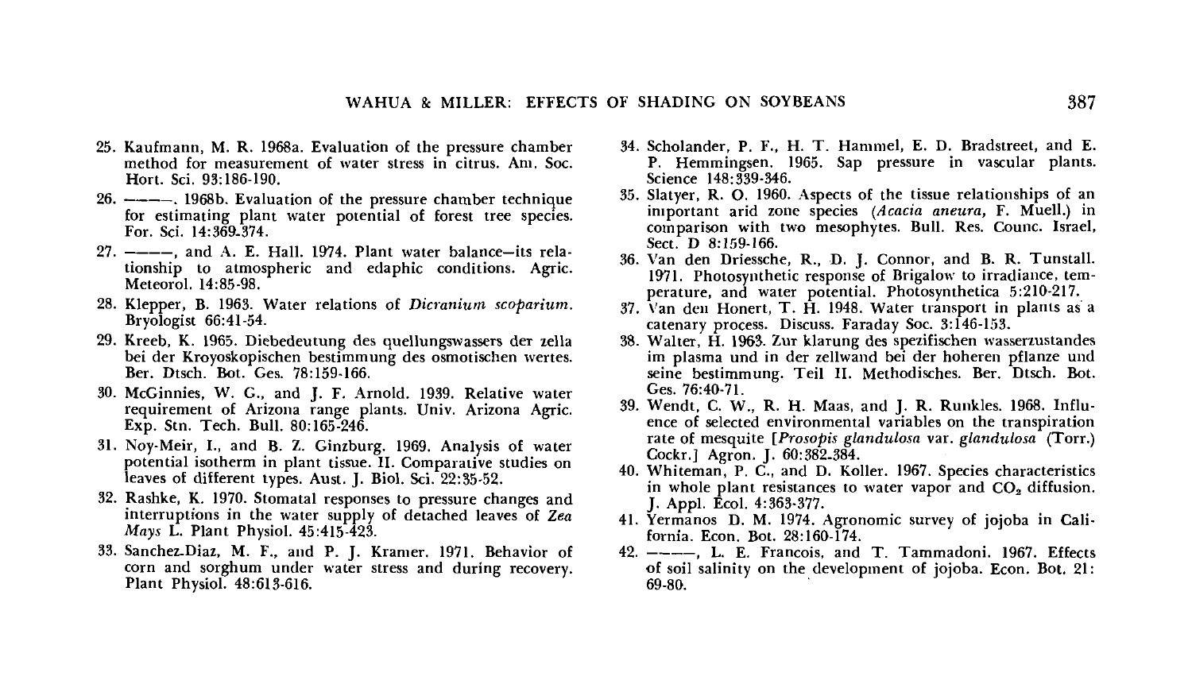25. Kaufmann, M. R. 1968a. Evaluation of the pressure chamber method for measurement of water stress in citrus. Am. Soc. Hort. Sci. 93:186-190.
26. ———. 1968b. Evaluation of the pressure chamber technique for estimating plant water potential of forest tree species. For. Sci. 14:369-374.
27. ———, and A. E. Hall. 1974. Plant water balance—its relationship to atmospheric and edaphic conditions. Agric. Meteorol. 14:85-98.
28. Klepper, B. 1963. Water relations of *Dicranium scoparium*. Bryologist 66:41-54.
29. Kreeb, K. 1965. Diebedeutung des quellungswassers der zella bei der Kroyoskopischen bestimmung des osmotischen wertes. Ber. Dtsch. Bot. Ges. 78:159-166.
30. McGinnies, W. G., and J. F. Arnold. 1939. Relative water requirement of Arizona range plants. Univ. Arizona Agric. Exp. Stn. Tech. Bull. 80:165-246.
31. Noy-Meir, I., and B. Z. Ginzburg. 1969. Analysis of water potential isotherm in plant tissue. II. Comparative studies on leaves of different types. Aust. J. Biol. Sci. 22:35-52.
32. Rashke, K. 1970. Stomatal responses to pressure changes and interruptions in the water supply of detached leaves of *Zea Mays* L. Plant Physiol. 45:415-423.
33. Sanchez-Diaz, M. F., and P. J. Kramer. 1971. Behavior of corn and sorghum under water stress and during recovery. Plant Physiol. 48:613-616.
34. Scholander, P. F., H. T. Hammel, E. D. Bradstreet, and E. P. Hemmingsen. 1965. Sap pressure in vascular plants. Science 148:339-346.
35. Slatyer, R. O. 1960. Aspects of the tissue relationships of an important arid zone species (*Acacia aneura*, F. Muell.) in comparison with two mesophytes. Bull. Res. Counc. Israel, Sect. D 8:159-166.
36. Van den Driessche, R., D. J. Connor, and B. R. Tunstall. 1971. Photosynthetic response of Brigalow to irradiance, temperature, and water potential. Photosynthetica 5:210-217.
37. Van den Honert, T. H. 1948. Water transport in plants as a catenary process. Discuss. Faraday Soc. 3:146-153.
38. Walter, H. 1963. Zur klarung des spezifischen wasserzustandes im plasma und in der zellwand bei der hoheren pflanze und seine bestimmung. Teil II. Methodisches. Ber. Dtsch. Bot. Ges. 76:40-71.
39. Wendt, C. W., R. H. Maas, and J. R. Runkles. 1968. Influence of selected environmental variables on the transpiration rate of mesquite [*Prosopis glandulosa* var. *glandulosa* (Torr.) Cockr.] Agron. J. 60:382-384.
40. Whiteman, P. C., and D. Koller. 1967. Species characteristics in whole plant resistances to water vapor and $CO_2$ diffusion. J. Appl. Ecol. 4:363-377.
41. Yermanos D. M. 1974. Agronomic survey of jojoba in California. Econ. Bot. 28:160-174.
42. ———, L. E. Francois, and T. Tammadoni. 1967. Effects of soil salinity on the development of jojoba. Econ. Bot. 21: 69-80.